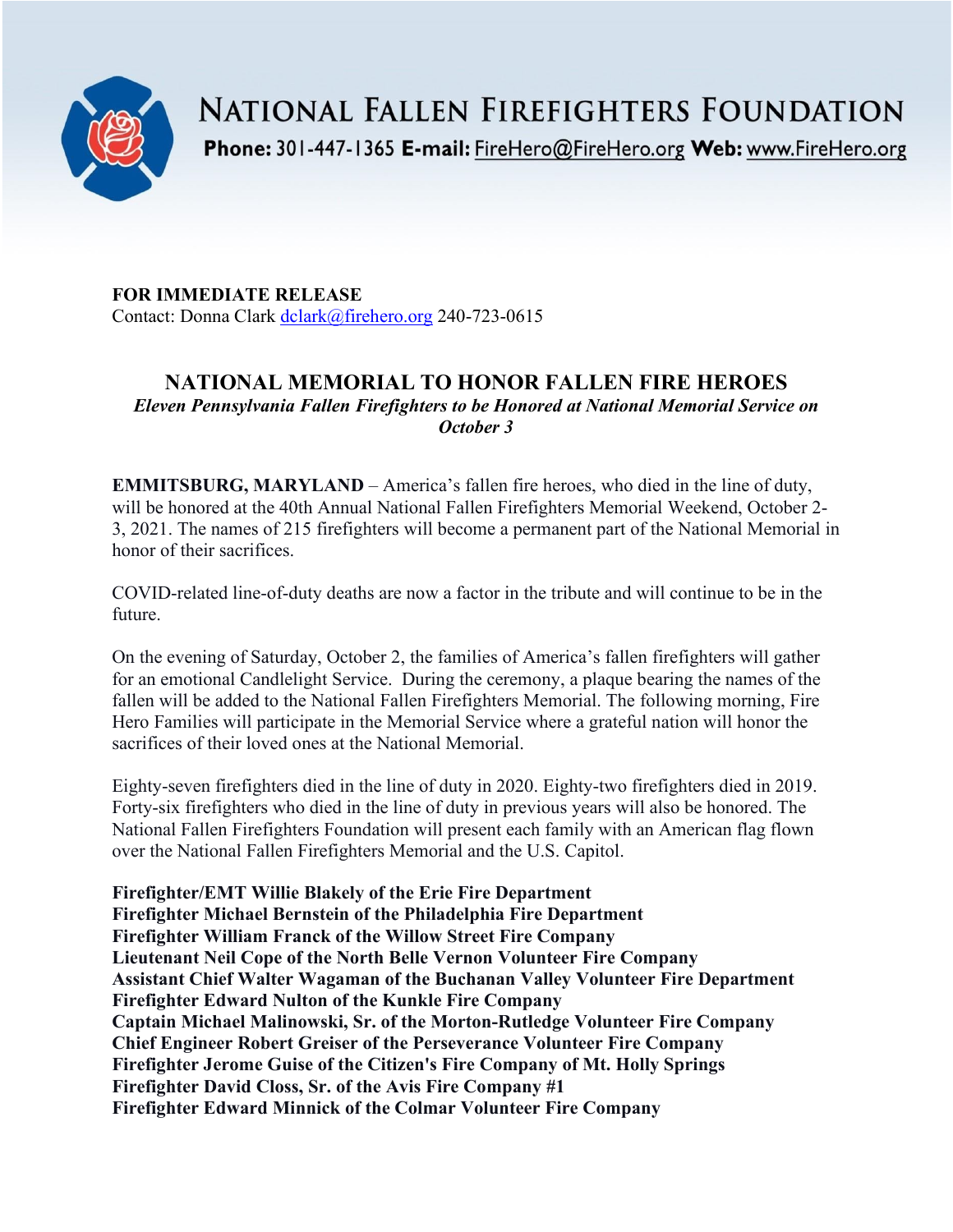# NATIONAL FALLEN FIREFIGHTERS FOUNDATION

**Phone:** 301-447-1365 **E-mail:** FireHero@FireHero.org **Web:** www.FireHero.org

**FOR IMMEDIATE RELEASE**
Contact: Donna Clark dclark@firehero.org 240-723-0615

## NATIONAL MEMORIAL TO HONOR FALLEN FIRE HEROES

***Eleven Pennsylvania Fallen Firefighters to be Honored at National Memorial Service on October 3***

**EMMITSBURG, MARYLAND** – America's fallen fire heroes, who died in the line of duty, will be honored at the 40th Annual National Fallen Firefighters Memorial Weekend, October 2-3, 2021. The names of 215 firefighters will become a permanent part of the National Memorial in honor of their sacrifices.

COVID-related line-of-duty deaths are now a factor in the tribute and will continue to be in the future.

On the evening of Saturday, October 2, the families of America's fallen firefighters will gather for an emotional Candlelight Service. During the ceremony, a plaque bearing the names of the fallen will be added to the National Fallen Firefighters Memorial. The following morning, Fire Hero Families will participate in the Memorial Service where a grateful nation will honor the sacrifices of their loved ones at the National Memorial.

Eighty-seven firefighters died in the line of duty in 2020. Eighty-two firefighters died in 2019. Forty-six firefighters who died in the line of duty in previous years will also be honored. The National Fallen Firefighters Foundation will present each family with an American flag flown over the National Fallen Firefighters Memorial and the U.S. Capitol.

**Firefighter/EMT Willie Blakely of the Erie Fire Department**
**Firefighter Michael Bernstein of the Philadelphia Fire Department**
**Firefighter William Franck of the Willow Street Fire Company**
**Lieutenant Neil Cope of the North Belle Vernon Volunteer Fire Company**
**Assistant Chief Walter Wagaman of the Buchanan Valley Volunteer Fire Department**
**Firefighter Edward Nulton of the Kunkle Fire Company**
**Captain Michael Malinowski, Sr. of the Morton-Rutledge Volunteer Fire Company**
**Chief Engineer Robert Greiser of the Perseverance Volunteer Fire Company**
**Firefighter Jerome Guise of the Citizen's Fire Company of Mt. Holly Springs**
**Firefighter David Closs, Sr. of the Avis Fire Company #1**
**Firefighter Edward Minnick of the Colmar Volunteer Fire Company**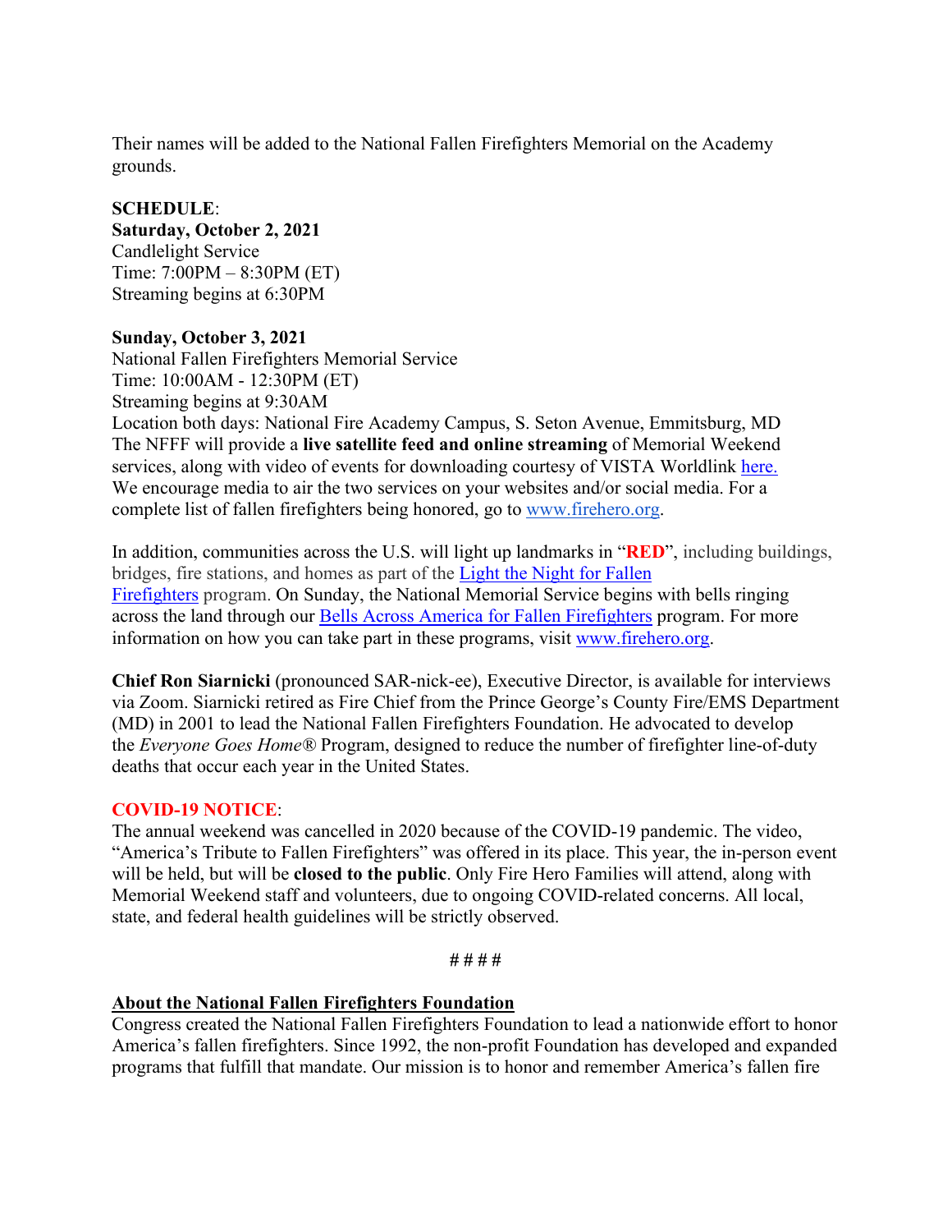Their names will be added to the National Fallen Firefighters Memorial on the Academy grounds.

**SCHEDULE**:

**Saturday, October 2, 2021**
Candlelight Service
Time: 7:00PM – 8:30PM (ET)
Streaming begins at 6:30PM

**Sunday, October 3, 2021**
National Fallen Firefighters Memorial Service
Time: 10:00AM - 12:30PM (ET)
Streaming begins at 9:30AM
Location both days: National Fire Academy Campus, S. Seton Avenue, Emmitsburg, MD
The NFFF will provide a **live satellite feed and online streaming** of Memorial Weekend services, along with video of events for downloading courtesy of VISTA Worldlink here. We encourage media to air the two services on your websites and/or social media. For a complete list of fallen firefighters being honored, go to www.firehero.org.

In addition, communities across the U.S. will light up landmarks in "**RED**", including buildings, bridges, fire stations, and homes as part of the Light the Night for Fallen Firefighters program. On Sunday, the National Memorial Service begins with bells ringing across the land through our Bells Across America for Fallen Firefighters program. For more information on how you can take part in these programs, visit www.firehero.org.

**Chief Ron Siarnicki** (pronounced SAR-nick-ee), Executive Director, is available for interviews via Zoom. Siarnicki retired as Fire Chief from the Prince George's County Fire/EMS Department (MD) in 2001 to lead the National Fallen Firefighters Foundation. He advocated to develop the *Everyone Goes Home*® Program, designed to reduce the number of firefighter line-of-duty deaths that occur each year in the United States.

**COVID-19 NOTICE**:
The annual weekend was cancelled in 2020 because of the COVID-19 pandemic. The video, "America's Tribute to Fallen Firefighters" was offered in its place. This year, the in-person event will be held, but will be **closed to the public**. Only Fire Hero Families will attend, along with Memorial Weekend staff and volunteers, due to ongoing COVID-related concerns. All local, state, and federal health guidelines will be strictly observed.

# # # #

**About the National Fallen Firefighters Foundation**

Congress created the National Fallen Firefighters Foundation to lead a nationwide effort to honor America's fallen firefighters. Since 1992, the non-profit Foundation has developed and expanded programs that fulfill that mandate. Our mission is to honor and remember America's fallen fire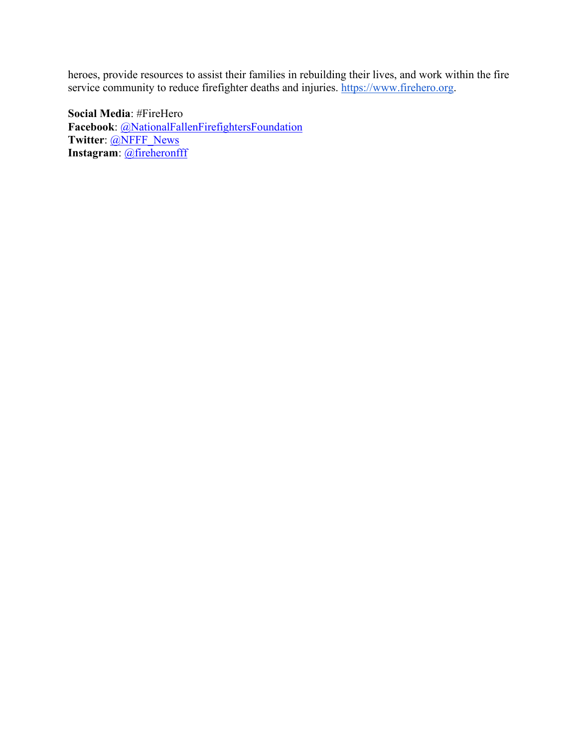heroes, provide resources to assist their families in rebuilding their lives, and work within the fire service community to reduce firefighter deaths and injuries. https://www.firehero.org.

**Social Media**: #FireHero
**Facebook**: @NationalFallenFirefightersFoundation
**Twitter**: @NFFF_News
**Instagram**: @fireheronfff